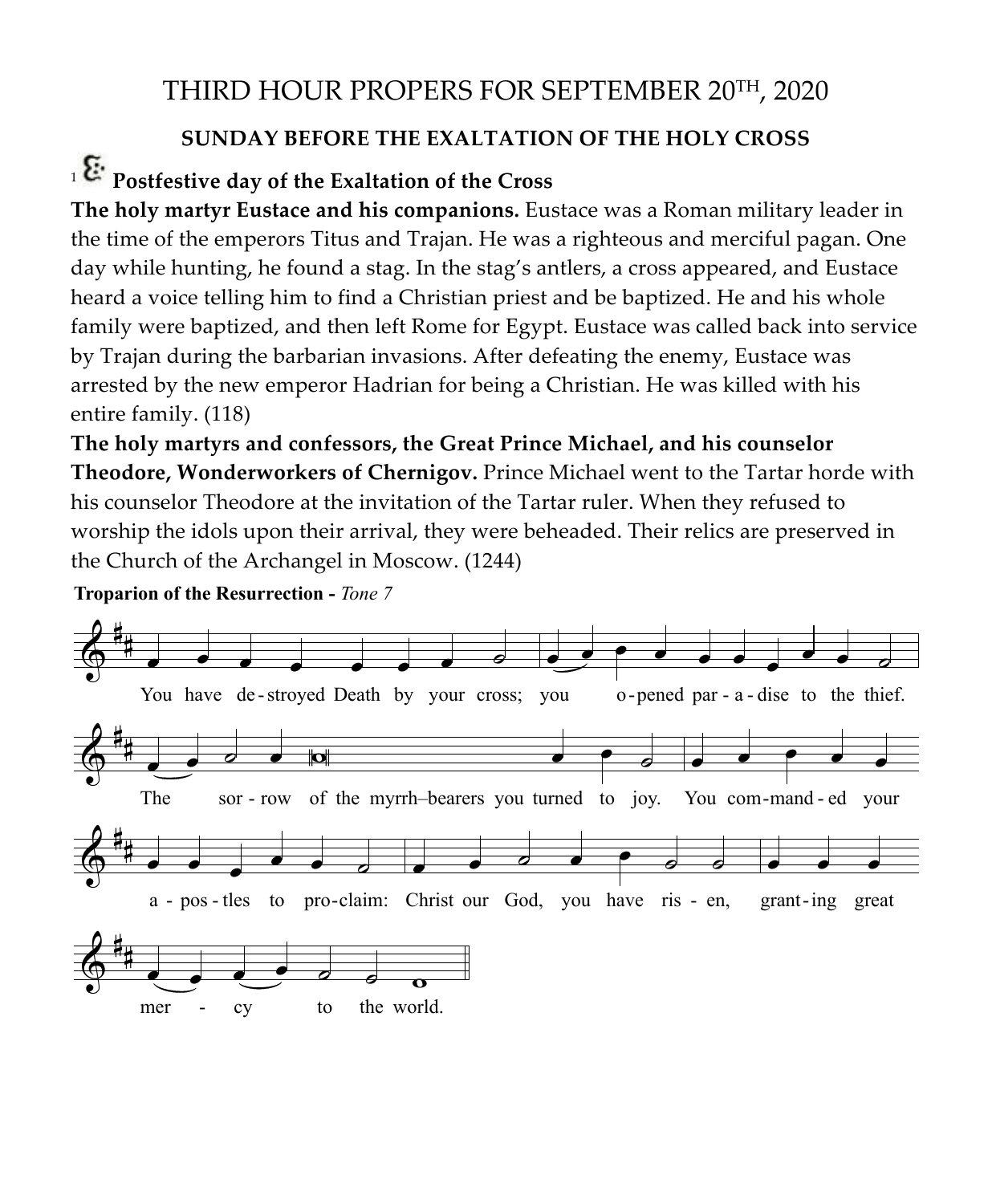# THIRD HOUR PROPERS FOR SEPTEMBER 20TH, 2020

## SUNDAY BEFORE THE EXALTATION OF THE HOLY CROSS

### **Postfestive day of the Exaltation of the Cross**

**The holy martyr Eustace and his companions.** Eustace was a Roman military leader in the time of the emperors Titus and Trajan. He was a righteous and merciful pagan. One day while hunting, he found a stag. In the stag's antlers, a cross appeared, and Eustace heard a voice telling him to find a Christian priest and be baptized. He and his whole family were baptized, and then left Rome for Egypt. Eustace was called back into service by Trajan during the barbarian invasions. After defeating the enemy, Eustace was arrested by the new emperor Hadrian for being a Christian. He was killed with his entire family. (118)

**The holy martyrs and confessors, the Great Prince Michael, and his counselor Theodore, Wonderworkers of Chernigov.** Prince Michael went to the Tartar horde with his counselor Theodore at the invitation of the Tartar ruler. When they refused to worship the idols upon their arrival, they were beheaded. Their relics are preserved in the Church of the Archangel in Moscow. (1244)

**Troparion of the Resurrection -** *Tone 7*

You have destroyed Death by your cross; you opened paradise to the thief. The sorrow of the myrrh–bearers you turned to joy. You commanded your apostles to proclaim: Christ our God, you have risen, granting great mercy to the world.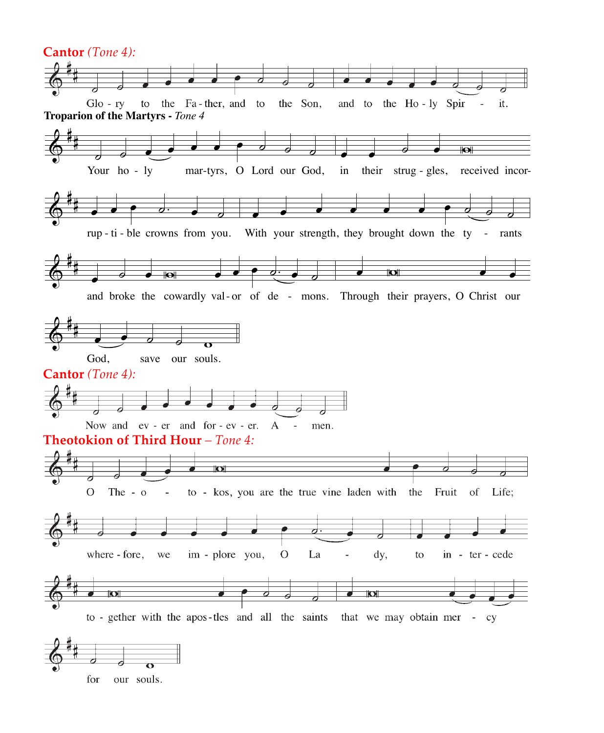**Cantor** *(Tone 4):*

Glo - ry to the Fa - ther, and to the Son, and to the Ho - ly Spir - it.

**Troparion of the Martyrs -** *Tone 4*

Your ho - ly mar-tyrs, O Lord our God, in their strug - gles, received incor-rup - ti - ble crowns from you. With your strength, they brought down the ty - rants and broke the cowardly val - or of de - mons. Through their prayers, O Christ our God, save our souls.

**Cantor** *(Tone 4):*

Now and ev - er and for - ev - er. A - men.

**Theotokion of Third Hour** – *Tone 4:*

O The - o - to - kos, you are the true vine laden with the Fruit of Life; where - fore, we im - plore you, O La - dy, to in - ter - cede to - gether with the apos - tles and all the saints that we may obtain mer - cy for our souls.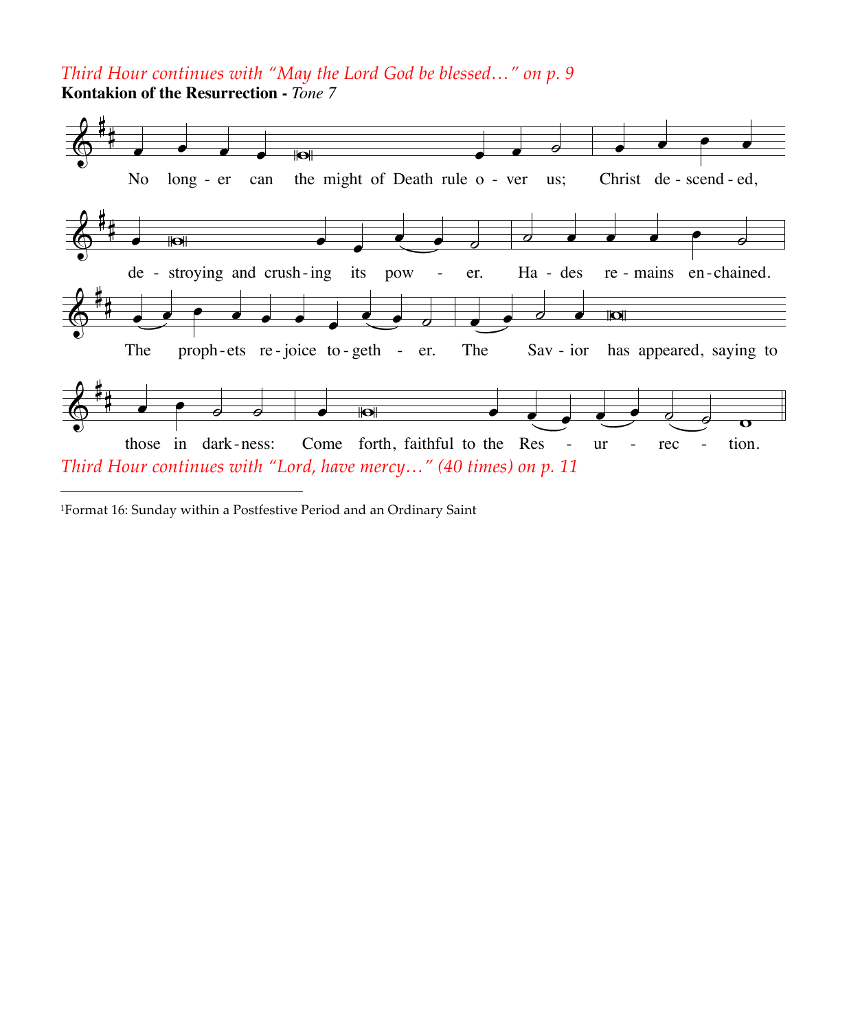*Third Hour continues with "May the Lord God be blessed…" on p. 9*

**Kontakion of the Resurrection -** *Tone 7*

No longer can the might of Death rule over us; Christ descended, destroying and crushing its power. Hades remains enchained. The prophets rejoice together. The Savior has appeared, saying to those in darkness: Come forth, faithful to the Resurrection.

*Third Hour continues with "Lord, have mercy…" (40 times) on p. 11*

---

[1]Format 16: Sunday within a Postfestive Period and an Ordinary Saint